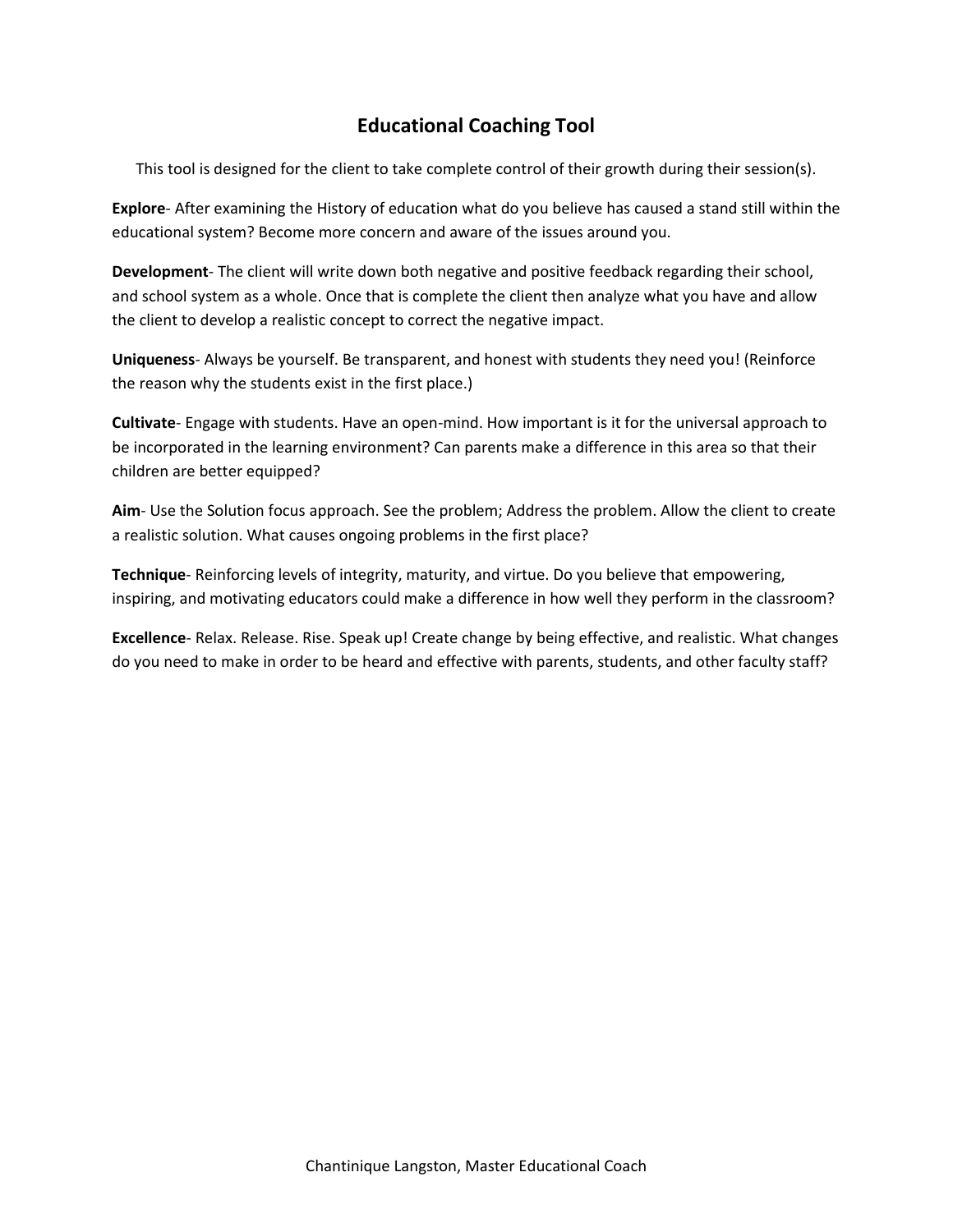# Educational Coaching Tool

This tool is designed for the client to take complete control of their growth during their session(s).

**Explore**- After examining the History of education what do you believe has caused a stand still within the educational system? Become more concern and aware of the issues around you.

**Development**- The client will write down both negative and positive feedback regarding their school, and school system as a whole. Once that is complete the client then analyze what you have and allow the client to develop a realistic concept to correct the negative impact.

**Uniqueness**- Always be yourself. Be transparent, and honest with students they need you! (Reinforce the reason why the students exist in the first place.)

**Cultivate**- Engage with students. Have an open-mind. How important is it for the universal approach to be incorporated in the learning environment? Can parents make a difference in this area so that their children are better equipped?

**Aim**- Use the Solution focus approach. See the problem; Address the problem. Allow the client to create a realistic solution. What causes ongoing problems in the first place?

**Technique**- Reinforcing levels of integrity, maturity, and virtue. Do you believe that empowering, inspiring, and motivating educators could make a difference in how well they perform in the classroom?

**Excellence**- Relax. Release. Rise. Speak up! Create change by being effective, and realistic. What changes do you need to make in order to be heard and effective with parents, students, and other faculty staff?

Chantinique Langston, Master Educational Coach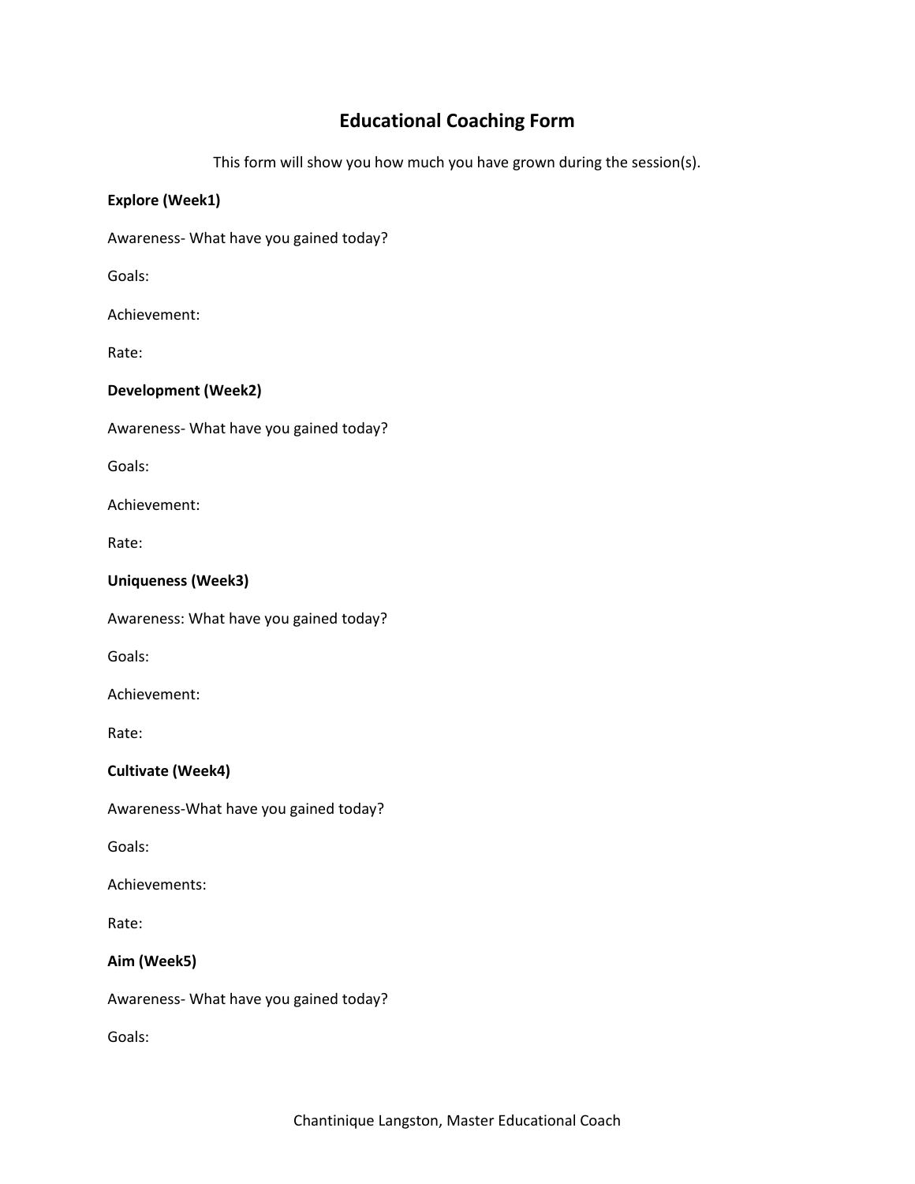# Educational Coaching Form

This form will show you how much you have grown during the session(s).

**Explore (Week1)**

Awareness- What have you gained today?

Goals:

Achievement:

Rate:

**Development (Week2)**

Awareness- What have you gained today?

Goals:

Achievement:

Rate:

**Uniqueness (Week3)**

Awareness: What have you gained today?

Goals:

Achievement:

Rate:

**Cultivate (Week4)**

Awareness-What have you gained today?

Goals:

Achievements:

Rate:

**Aim (Week5)**

Awareness- What have you gained today?

Goals:

Chantinique Langston, Master Educational Coach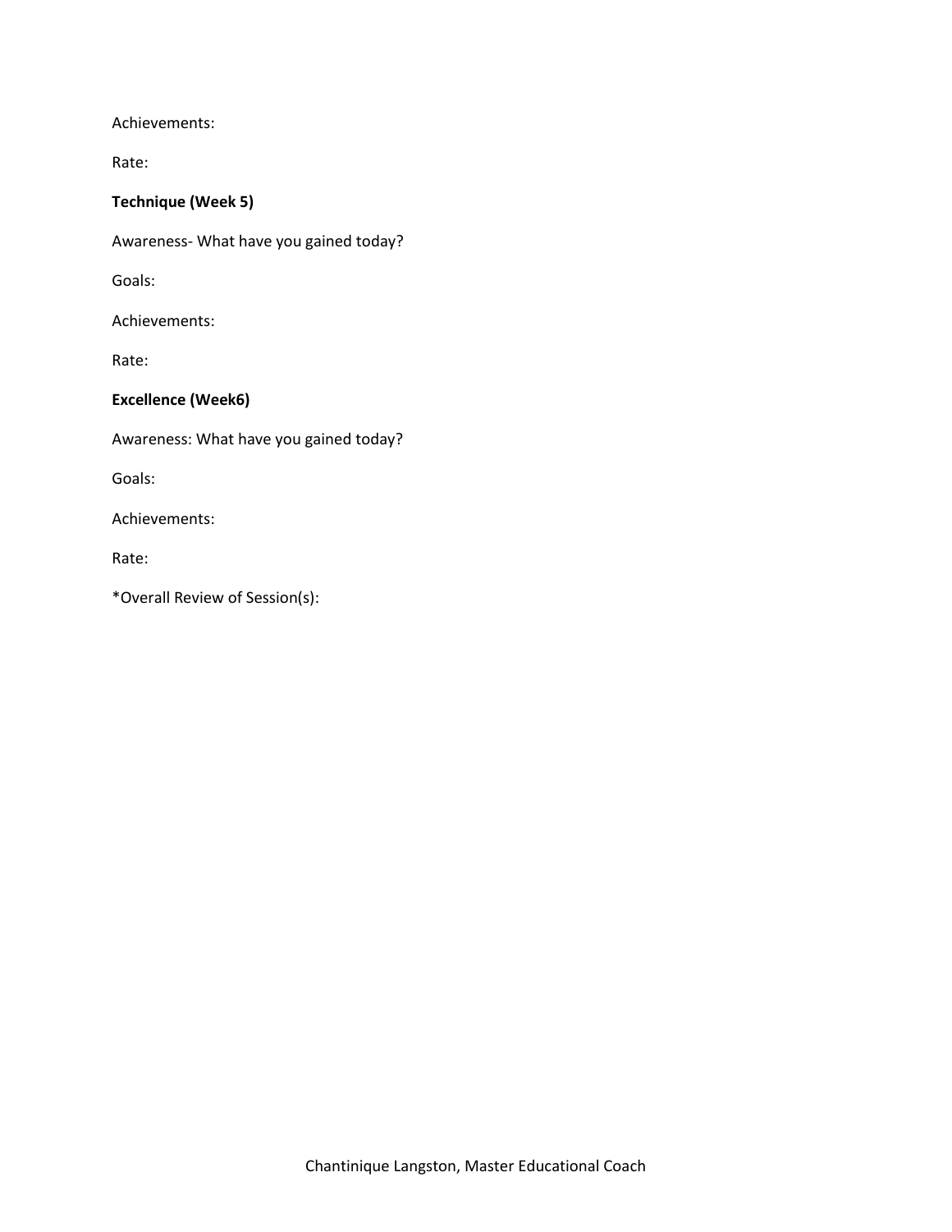Achievements:

Rate:

**Technique (Week 5)**

Awareness- What have you gained today?

Goals:

Achievements:

Rate:

**Excellence (Week6)**

Awareness: What have you gained today?

Goals:

Achievements:

Rate:

*Overall Review of Session(s):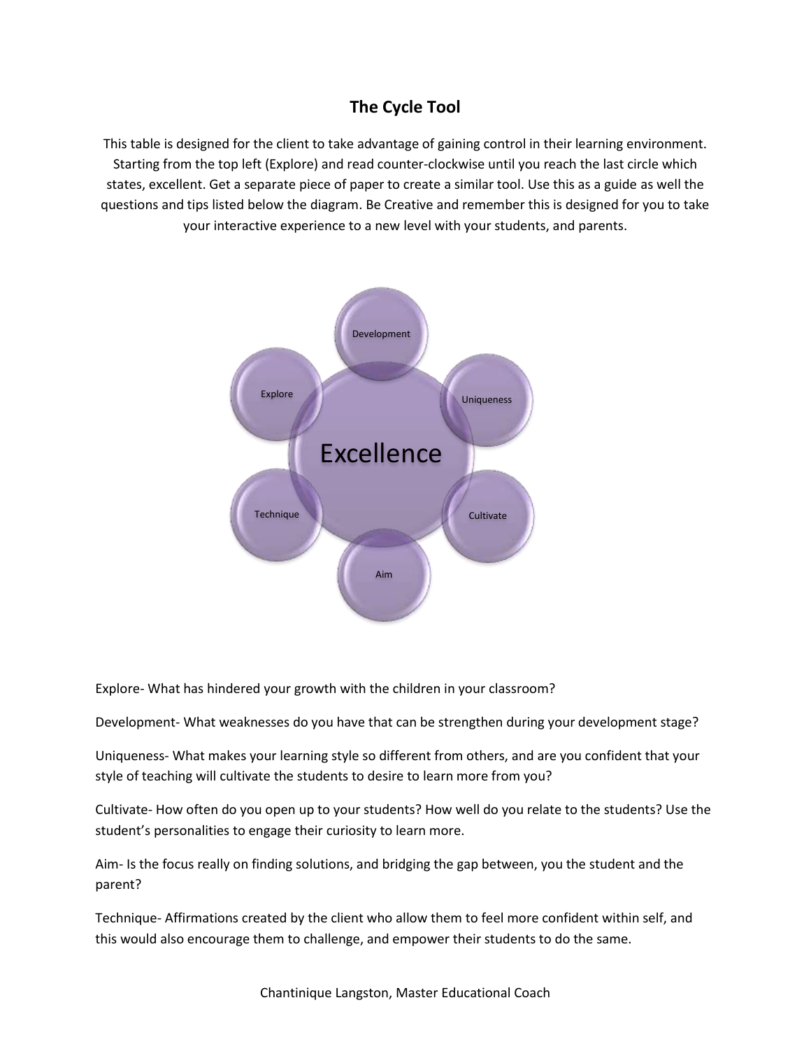## The Cycle Tool

This table is designed for the client to take advantage of gaining control in their learning environment. Starting from the top left (Explore) and read counter-clockwise until you reach the last circle which states, excellent. Get a separate piece of paper to create a similar tool. Use this as a guide as well the questions and tips listed below the diagram. Be Creative and remember this is designed for you to take your interactive experience to a new level with your students, and parents.

Explore- What has hindered your growth with the children in your classroom?

Development- What weaknesses do you have that can be strengthen during your development stage?

Uniqueness- What makes your learning style so different from others, and are you confident that your style of teaching will cultivate the students to desire to learn more from you?

Cultivate- How often do you open up to your students? How well do you relate to the students? Use the student's personalities to engage their curiosity to learn more.

Aim- Is the focus really on finding solutions, and bridging the gap between, you the student and the parent?

Technique- Affirmations created by the client who allow them to feel more confident within self, and this would also encourage them to challenge, and empower their students to do the same.

Chantinique Langston, Master Educational Coach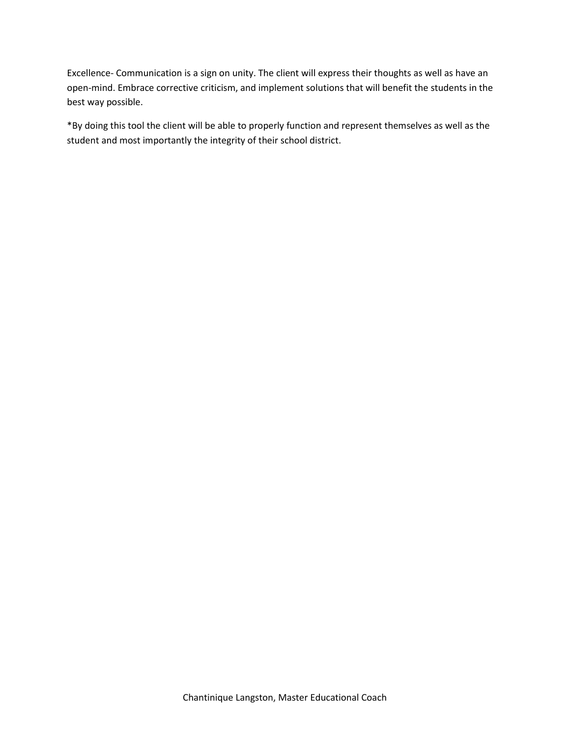Excellence- Communication is a sign on unity. The client will express their thoughts as well as have an open-mind. Embrace corrective criticism, and implement solutions that will benefit the students in the best way possible.

*By doing this tool the client will be able to properly function and represent themselves as well as the student and most importantly the integrity of their school district.